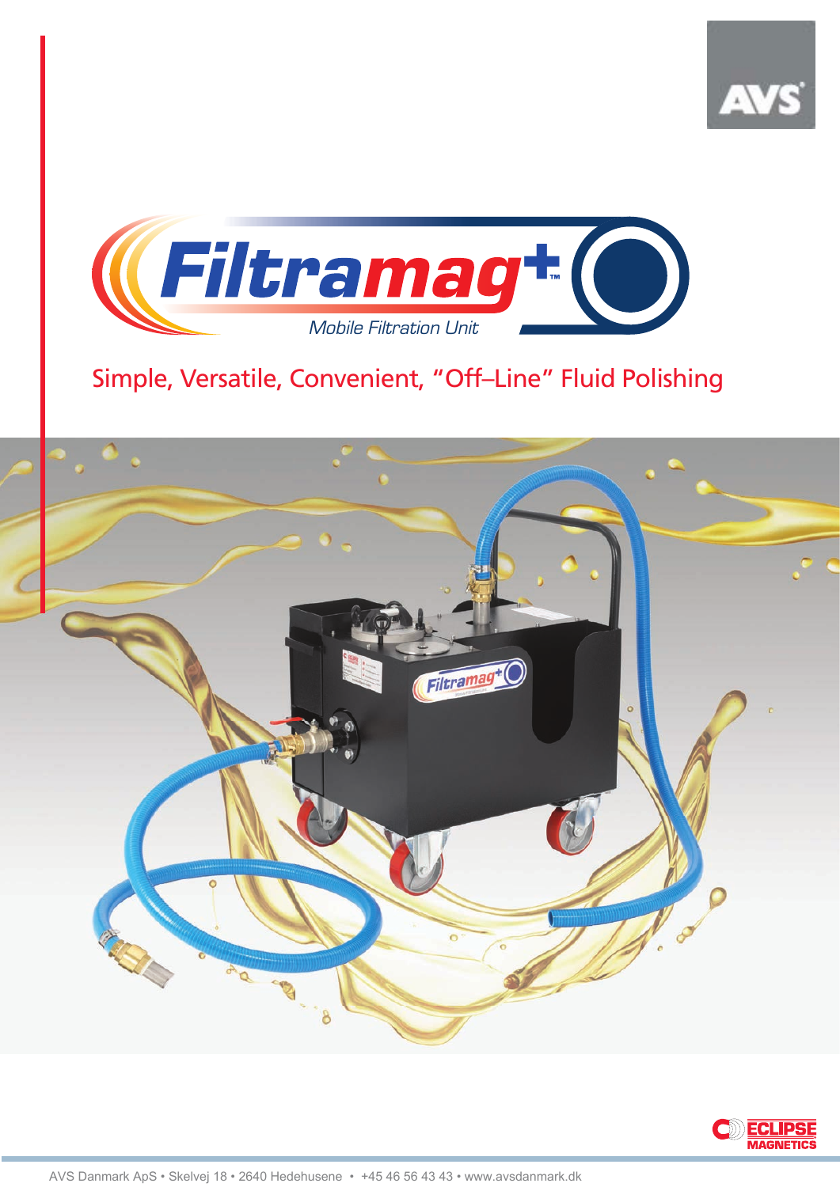AVS

# Filtramag+™

Mobile Filtration Unit

## Simple, Versatile, Convenient, "Off–Line" Fluid Polishing

ECLIPSE MAGNETICS

AVS Danmark ApS • Skelvej 18 • 2640 Hedehusene • +45 46 56 43 43 • www.avsdanmark.dk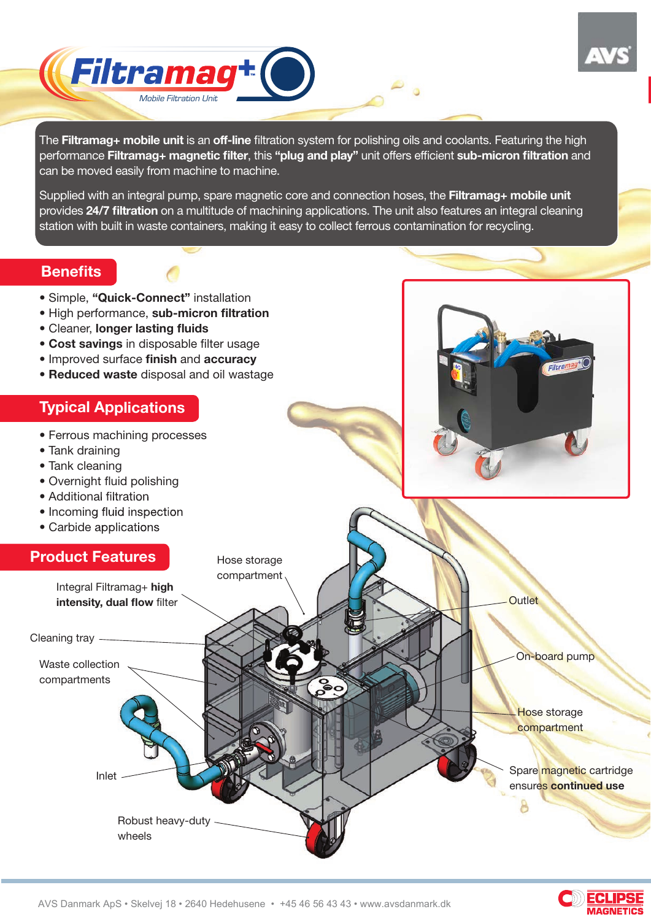# Filtramag+

*Mobile Filtration Unit*

The **Filtramag+ mobile unit** is an **off-line** filtration system for polishing oils and coolants. Featuring the high performance **Filtramag+ magnetic filter**, this **"plug and play"** unit offers efficient **sub-micron filtration** and can be moved easily from machine to machine.

Supplied with an integral pump, spare magnetic core and connection hoses, the **Filtramag+ mobile unit** provides **24/7 filtration** on a multitude of machining applications. The unit also features an integral cleaning station with built in waste containers, making it easy to collect ferrous contamination for recycling.

## Benefits

- Simple, **"Quick-Connect"** installation
- High performance, **sub-micron filtration**
- Cleaner, **longer lasting fluids**
- **Cost savings** in disposable filter usage
- Improved surface **finish** and **accuracy**
- **Reduced waste** disposal and oil wastage

## Typical Applications

- Ferrous machining processes
- Tank draining
- Tank cleaning
- Overnight fluid polishing
- Additional filtration
- Incoming fluid inspection
- Carbide applications

## Product Features

- Hose storage compartment
- Integral Filtramag+ **high intensity, dual flow** filter
- Cleaning tray
- Waste collection compartments
- Inlet
- Robust heavy-duty wheels
- Outlet
- On-board pump
- Hose storage compartment
- Spare magnetic cartridge ensures **continued use**

AVS Danmark ApS • Skelvej 18 • 2640 Hedehusene • +45 46 56 43 43 • www.avsdanmark.dk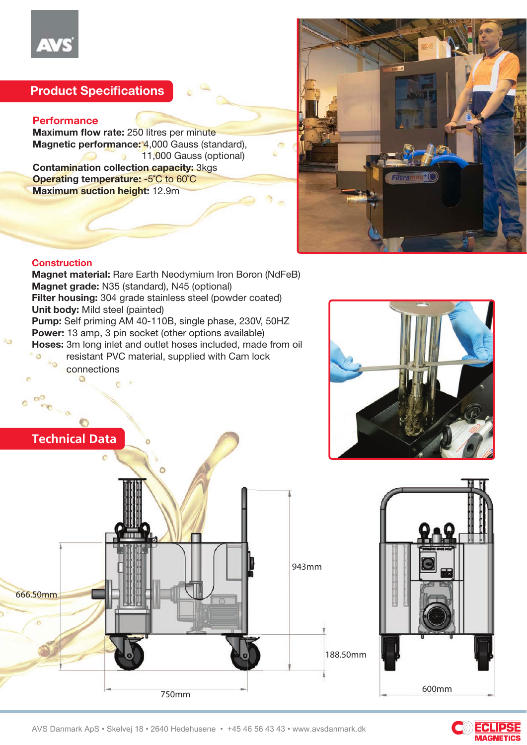## Product Specifications

### Performance

**Maximum flow rate:** 250 litres per minute
**Magnetic performance:** 4,000 Gauss (standard), 11,000 Gauss (optional)
**Contamination collection capacity:** 3kgs
**Operating temperature:** -5˚C to 60˚C
**Maximum suction height:** 12.9m

### Construction

**Magnet material:** Rare Earth Neodymium Iron Boron (NdFeB)
**Magnet grade:** N35 (standard), N45 (optional)
**Filter housing:** 304 grade stainless steel (powder coated)
**Unit body:** Mild steel (painted)
**Pump:** Self priming AM 40-110B, single phase, 230V, 50HZ
**Power:** 13 amp, 3 pin socket (other options available)
**Hoses:** 3m long inlet and outlet hoses included, made from oil resistant PVC material, supplied with Cam lock connections

## Technical Data

666.50mm

943mm

188.50mm

750mm

600mm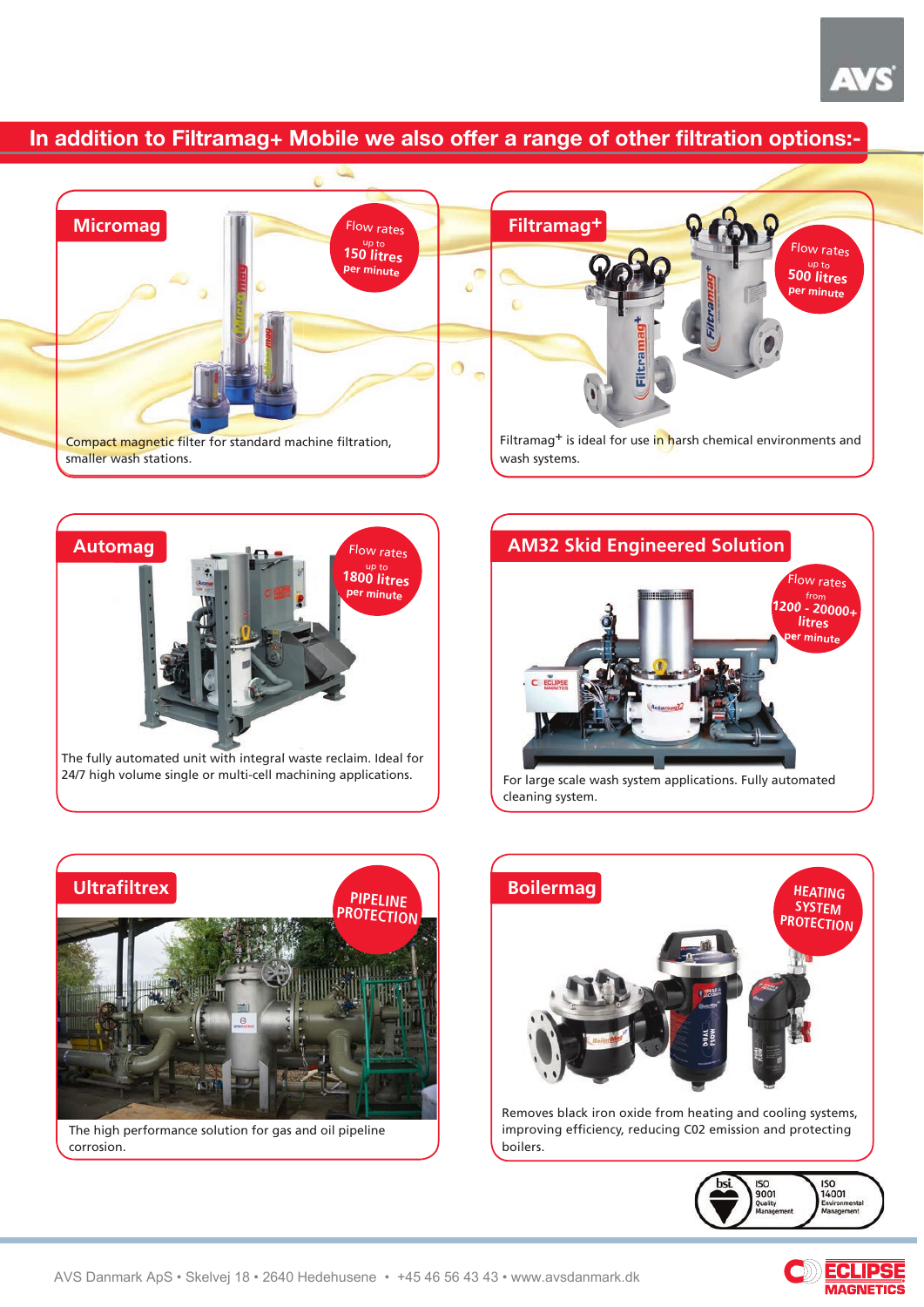## In addition to Filtramag+ Mobile we also offer a range of other filtration options:-

### Micromag

Flow rates up to 150 litres per minute

Compact magnetic filter for standard machine filtration, smaller wash stations.

### Filtramag+

Flow rates up to 500 litres per minute

Filtramag+ is ideal for use in harsh chemical environments and wash systems.

### Automag

Flow rates up to 1800 litres per minute

The fully automated unit with integral waste reclaim. Ideal for 24/7 high volume single or multi-cell machining applications.

### AM32 Skid Engineered Solution

Flow rates from 1200 - 20000+ litres per minute

For large scale wash system applications. Fully automated cleaning system.

### Ultrafiltrex

PIPELINE PROTECTION

The high performance solution for gas and oil pipeline corrosion.

### Boilermag

HEATING SYSTEM PROTECTION

Removes black iron oxide from heating and cooling systems, improving efficiency, reducing C02 emission and protecting boilers.

bsi ISO 9001 Quality Management ISO 14001 Environmental Management

AVS Danmark ApS • Skelvej 18 • 2640 Hedehusene • +45 46 56 43 43 • www.avsdanmark.dk